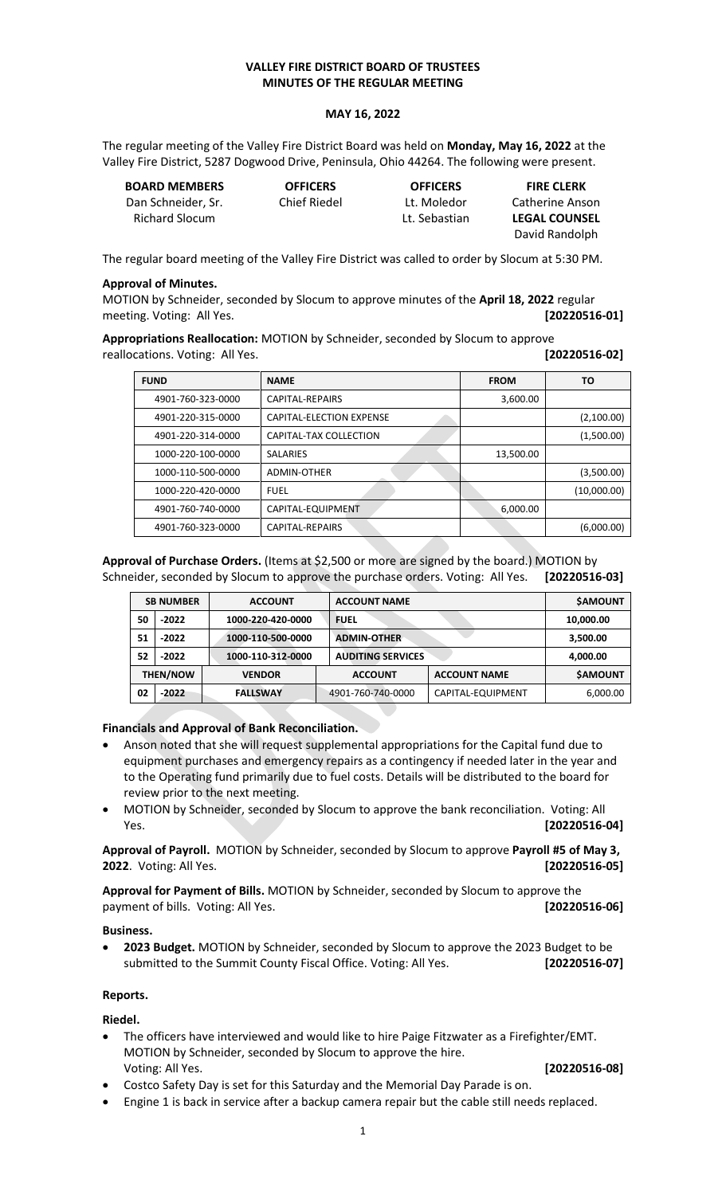# VALLEY FIRE DISTRICT BOARD OF TRUSTEES
## MINUTES OF THE REGULAR MEETING

### MAY 16, 2022

The regular meeting of the Valley Fire District Board was held on **Monday, May 16, 2022** at the Valley Fire District, 5287 Dogwood Drive, Peninsula, Ohio 44264. The following were present.

| BOARD MEMBERS | OFFICERS | OFFICERS | FIRE CLERK |
|---|---|---|---|
| Dan Schneider, Sr. | Chief Riedel | Lt. Moledor | Catherine Anson |
| Richard Slocum | | Lt. Sebastian | **LEGAL COUNSEL** |
| | | | David Randolph |

The regular board meeting of the Valley Fire District was called to order by Slocum at 5:30 PM.

**Approval of Minutes.**
MOTION by Schneider, seconded by Slocum to approve minutes of the **April 18, 2022** regular meeting. Voting: All Yes. **[20220516-01]**

**Appropriations Reallocation:** MOTION by Schneider, seconded by Slocum to approve reallocations. Voting: All Yes. **[20220516-02]**

| FUND | NAME | FROM | TO |
|---|---|---|---|
| 4901-760-323-0000 | CAPITAL-REPAIRS | 3,600.00 | |
| 4901-220-315-0000 | CAPITAL-ELECTION EXPENSE | | (2,100.00) |
| 4901-220-314-0000 | CAPITAL-TAX COLLECTION | | (1,500.00) |
| 1000-220-100-0000 | SALARIES | 13,500.00 | |
| 1000-110-500-0000 | ADMIN-OTHER | | (3,500.00) |
| 1000-220-420-0000 | FUEL | | (10,000.00) |
| 4901-760-740-0000 | CAPITAL-EQUIPMENT | 6,000.00 | |
| 4901-760-323-0000 | CAPITAL-REPAIRS | | (6,000.00) |

**Approval of Purchase Orders.** (Items at $2,500 or more are signed by the board.) MOTION by Schneider, seconded by Slocum to approve the purchase orders. Voting: All Yes. **[20220516-03]**

| SB NUMBER | | ACCOUNT | ACCOUNT NAME | | $AMOUNT |
|---|---|---|---|---|---|
| 50 | -2022 | 1000-220-420-0000 | FUEL | | 10,000.00 |
| 51 | -2022 | 1000-110-500-0000 | ADMIN-OTHER | | 3,500.00 |
| 52 | -2022 | 1000-110-312-0000 | AUDITING SERVICES | | 4,000.00 |
| THEN/NOW | | VENDOR | ACCOUNT | ACCOUNT NAME | $AMOUNT |
| 02 | -2022 | FALLSWAY | 4901-760-740-0000 | CAPITAL-EQUIPMENT | 6,000.00 |

**Financials and Approval of Bank Reconciliation.**

- Anson noted that she will request supplemental appropriations for the Capital fund due to equipment purchases and emergency repairs as a contingency if needed later in the year and to the Operating fund primarily due to fuel costs. Details will be distributed to the board for review prior to the next meeting.
- MOTION by Schneider, seconded by Slocum to approve the bank reconciliation. Voting: All Yes. **[20220516-04]**

**Approval of Payroll.** MOTION by Schneider, seconded by Slocum to approve **Payroll #5 of May 3, 2022**. Voting: All Yes. **[20220516-05]**

**Approval for Payment of Bills.** MOTION by Schneider, seconded by Slocum to approve the payment of bills. Voting: All Yes. **[20220516-06]**

**Business.**

- **2023 Budget.** MOTION by Schneider, seconded by Slocum to approve the 2023 Budget to be submitted to the Summit County Fiscal Office. Voting: All Yes. **[20220516-07]**

**Reports.**

**Riedel.**

- The officers have interviewed and would like to hire Paige Fitzwater as a Firefighter/EMT. MOTION by Schneider, seconded by Slocum to approve the hire. Voting: All Yes. **[20220516-08]**
- Costco Safety Day is set for this Saturday and the Memorial Day Parade is on.
- Engine 1 is back in service after a backup camera repair but the cable still needs replaced.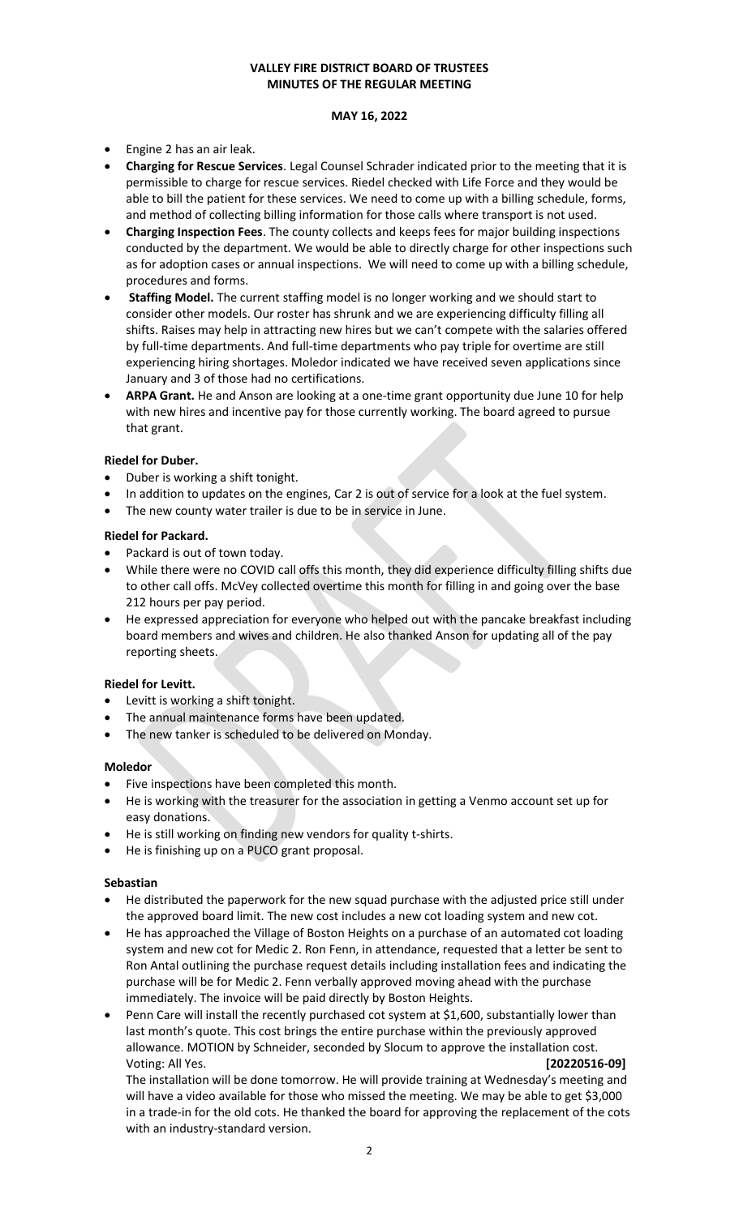**VALLEY FIRE DISTRICT BOARD OF TRUSTEES**
**MINUTES OF THE REGULAR MEETING**

**MAY 16, 2022**

- Engine 2 has an air leak.
- **Charging for Rescue Services**. Legal Counsel Schrader indicated prior to the meeting that it is permissible to charge for rescue services. Riedel checked with Life Force and they would be able to bill the patient for these services. We need to come up with a billing schedule, forms, and method of collecting billing information for those calls where transport is not used.
- **Charging Inspection Fees**. The county collects and keeps fees for major building inspections conducted by the department. We would be able to directly charge for other inspections such as for adoption cases or annual inspections. We will need to come up with a billing schedule, procedures and forms.
- **Staffing Model.** The current staffing model is no longer working and we should start to consider other models. Our roster has shrunk and we are experiencing difficulty filling all shifts. Raises may help in attracting new hires but we can't compete with the salaries offered by full-time departments. And full-time departments who pay triple for overtime are still experiencing hiring shortages. Moledor indicated we have received seven applications since January and 3 of those had no certifications.
- **ARPA Grant.** He and Anson are looking at a one-time grant opportunity due June 10 for help with new hires and incentive pay for those currently working. The board agreed to pursue that grant.

**Riedel for Duber.**

- Duber is working a shift tonight.
- In addition to updates on the engines, Car 2 is out of service for a look at the fuel system.
- The new county water trailer is due to be in service in June.

**Riedel for Packard.**

- Packard is out of town today.
- While there were no COVID call offs this month, they did experience difficulty filling shifts due to other call offs. McVey collected overtime this month for filling in and going over the base 212 hours per pay period.
- He expressed appreciation for everyone who helped out with the pancake breakfast including board members and wives and children. He also thanked Anson for updating all of the pay reporting sheets.

**Riedel for Levitt.**

- Levitt is working a shift tonight.
- The annual maintenance forms have been updated.
- The new tanker is scheduled to be delivered on Monday.

**Moledor**

- Five inspections have been completed this month.
- He is working with the treasurer for the association in getting a Venmo account set up for easy donations.
- He is still working on finding new vendors for quality t-shirts.
- He is finishing up on a PUCO grant proposal.

**Sebastian**

- He distributed the paperwork for the new squad purchase with the adjusted price still under the approved board limit. The new cost includes a new cot loading system and new cot.
- He has approached the Village of Boston Heights on a purchase of an automated cot loading system and new cot for Medic 2. Ron Fenn, in attendance, requested that a letter be sent to Ron Antal outlining the purchase request details including installation fees and indicating the purchase will be for Medic 2. Fenn verbally approved moving ahead with the purchase immediately. The invoice will be paid directly by Boston Heights.
- Penn Care will install the recently purchased cot system at $1,600, substantially lower than last month's quote. This cost brings the entire purchase within the previously approved allowance. MOTION by Schneider, seconded by Slocum to approve the installation cost. Voting: All Yes. **[20220516-09]**
  The installation will be done tomorrow. He will provide training at Wednesday's meeting and will have a video available for those who missed the meeting. We may be able to get $3,000 in a trade-in for the old cots. He thanked the board for approving the replacement of the cots with an industry-standard version.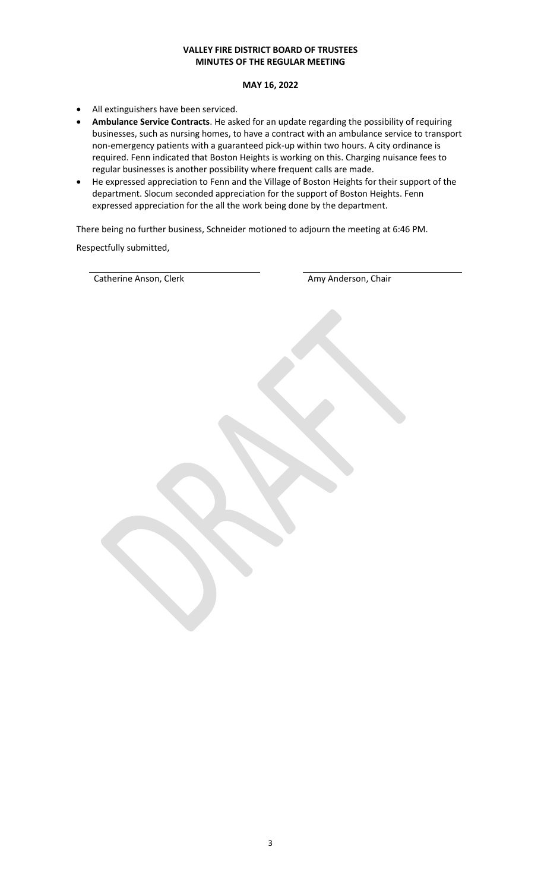**VALLEY FIRE DISTRICT BOARD OF TRUSTEES**
**MINUTES OF THE REGULAR MEETING**

**MAY 16, 2022**

- All extinguishers have been serviced.
- **Ambulance Service Contracts**. He asked for an update regarding the possibility of requiring businesses, such as nursing homes, to have a contract with an ambulance service to transport non-emergency patients with a guaranteed pick-up within two hours. A city ordinance is required. Fenn indicated that Boston Heights is working on this. Charging nuisance fees to regular businesses is another possibility where frequent calls are made.
- He expressed appreciation to Fenn and the Village of Boston Heights for their support of the department. Slocum seconded appreciation for the support of Boston Heights. Fenn expressed appreciation for the all the work being done by the department.

There being no further business, Schneider motioned to adjourn the meeting at 6:46 PM.

Respectfully submitted,

Catherine Anson, Clerk

Amy Anderson, Chair

DRAFT